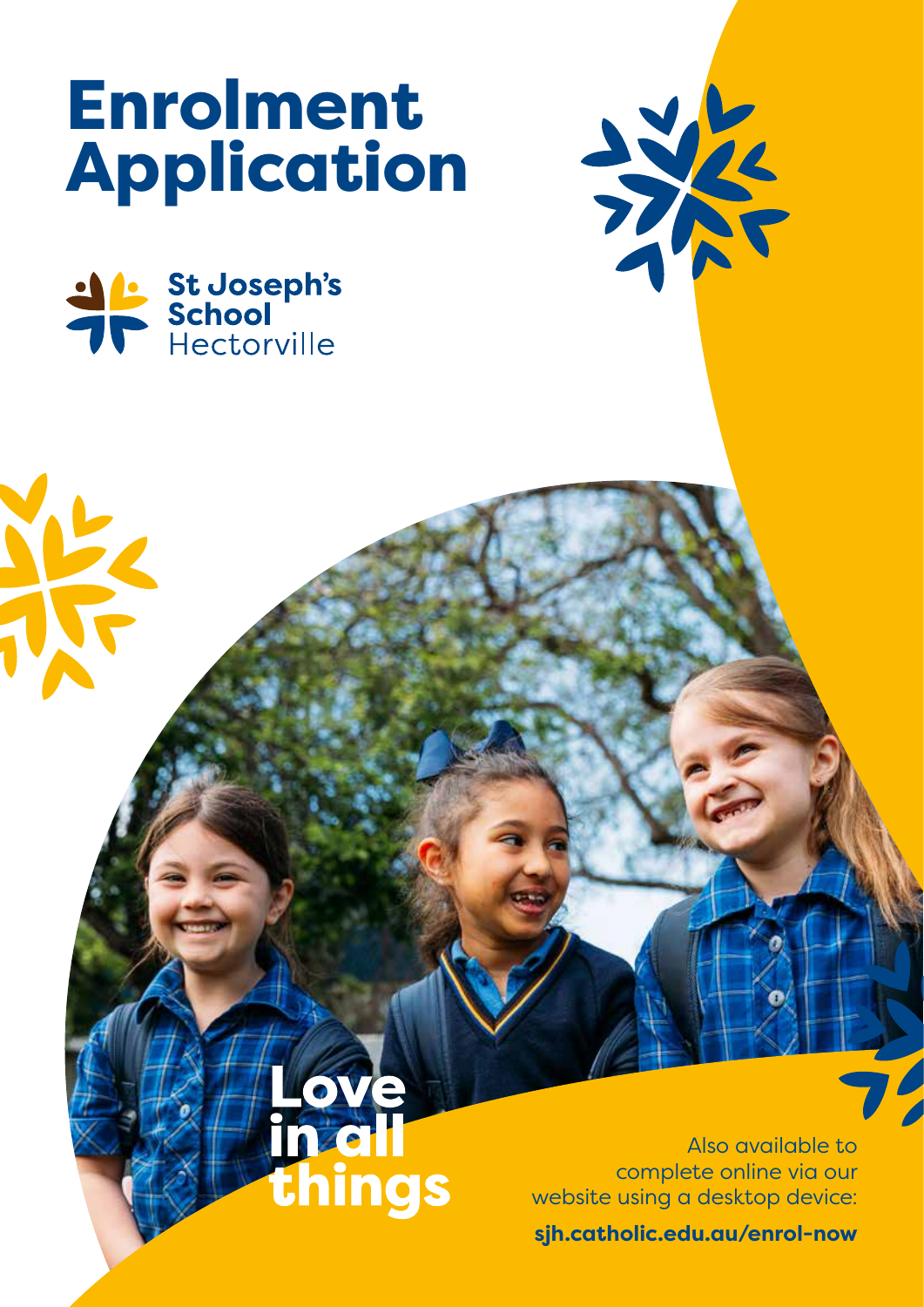# Enrolment Application

St Joseph's School Hectorville

Love in all things

Also available to complete online via our website using a desktop device:

**sjh.catholic.edu.au/enrol-now**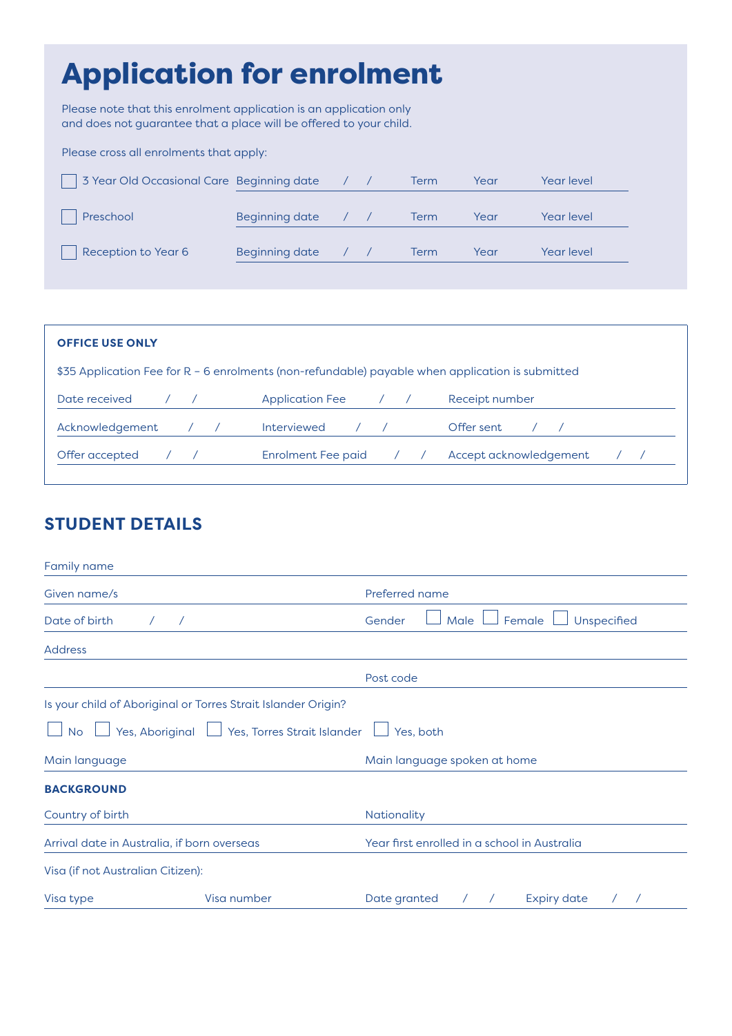# Application for enrolment

Please note that this enrolment application is an application only and does not guarantee that a place will be offered to your child.

Please cross all enrolments that apply:

| | | | | |
|---|---|---|---|---|
| ☐ 3 Year Old Occasional Care | Beginning date / / | Term | Year | Year level |
| ☐ Preschool | Beginning date / / | Term | Year | Year level |
| ☐ Reception to Year 6 | Beginning date / / | Term | Year | Year level |

**OFFICE USE ONLY**

$35 Application Fee for R – 6 enrolments (non-refundable) payable when application is submitted

| | | |
|---|---|---|
| Date received / / | Application Fee / / | Receipt number |
| Acknowledgement / / | Interviewed / / | Offer sent / / |
| Offer accepted / / | Enrolment Fee paid / / | Accept acknowledgement / / |

## STUDENT DETAILS

Family name

Given name/s | Preferred name

Date of birth / / | Gender ☐ Male ☐ Female ☐ Unspecified

Address

Post code

Is your child of Aboriginal or Torres Strait Islander Origin?

☐ No ☐ Yes, Aboriginal ☐ Yes, Torres Strait Islander ☐ Yes, both

Main language | Main language spoken at home

**BACKGROUND**

Country of birth | Nationality

Arrival date in Australia, if born overseas | Year first enrolled in a school in Australia

Visa (if not Australian Citizen):

Visa type | Visa number | Date granted / / | Expiry date / /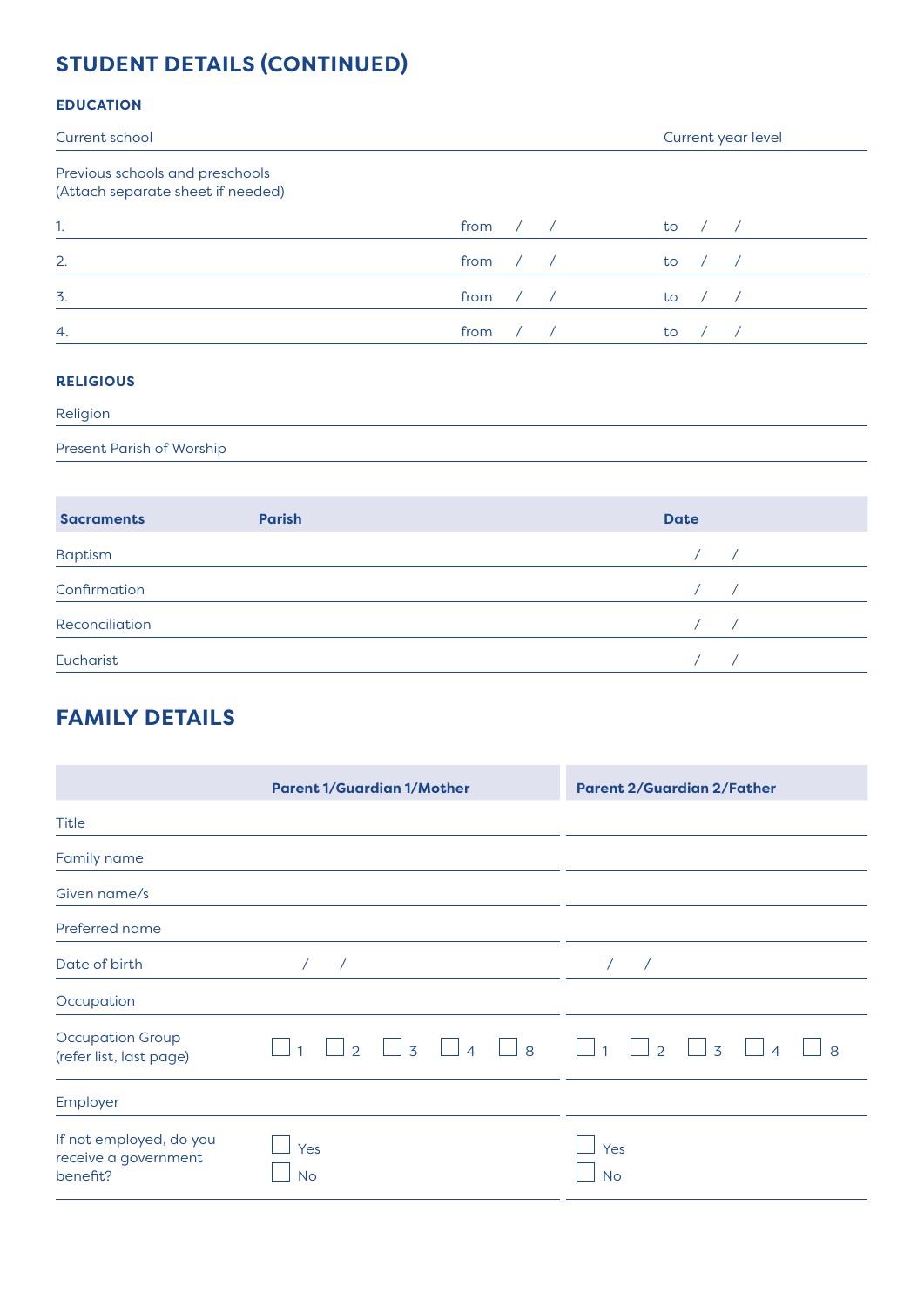# STUDENT DETAILS (CONTINUED)

## EDUCATION

| Current school | Current year level |
|---|---|
| | |

Previous schools and preschools
(Attach separate sheet if needed)

| | | |
|---|---|---|
| 1. | from / / | to / / |
| 2. | from / / | to / / |
| 3. | from / / | to / / |
| 4. | from / / | to / / |

## RELIGIOUS

Religion

Present Parish of Worship

| Sacraments | Parish | Date |
|---|---|---|
| Baptism | | / / |
| Confirmation | | / / |
| Reconciliation | | / / |
| Eucharist | | / / |

# FAMILY DETAILS

| | Parent 1/Guardian 1/Mother | Parent 2/Guardian 2/Father |
|---|---|---|
| Title | | |
| Family name | | |
| Given name/s | | |
| Preferred name | | |
| Date of birth | / / | / / |
| Occupation | | |
| Occupation Group (refer list, last page) | ☐ 1 ☐ 2 ☐ 3 ☐ 4 ☐ 8 | ☐ 1 ☐ 2 ☐ 3 ☐ 4 ☐ 8 |
| Employer | | |
| If not employed, do you receive a government benefit? | ☐ Yes ☐ No | ☐ Yes ☐ No |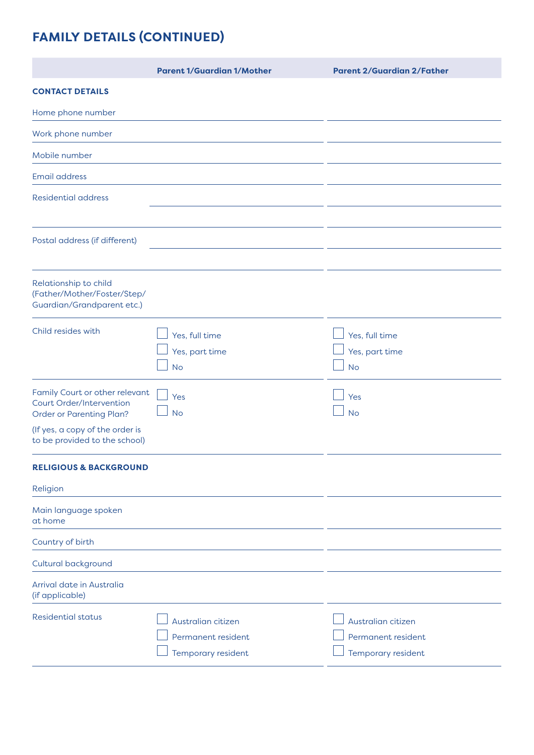# FAMILY DETAILS (CONTINUED)

| | Parent 1/Guardian 1/Mother | Parent 2/Guardian 2/Father |
|---|---|---|
| **CONTACT DETAILS** | | |
| Home phone number | | |
| Work phone number | | |
| Mobile number | | |
| Email address | | |
| Residential address | | |
| Postal address (if different) | | |
| Relationship to child (Father/Mother/Foster/Step/Guardian/Grandparent etc.) | | |
| Child resides with | ☐ Yes, full time<br>☐ Yes, part time<br>☐ No | ☐ Yes, full time<br>☐ Yes, part time<br>☐ No |
| Family Court or other relevant Court Order/Intervention Order or Parenting Plan?<br>(If yes, a copy of the order is to be provided to the school) | ☐ Yes<br>☐ No | ☐ Yes<br>☐ No |
| **RELIGIOUS & BACKGROUND** | | |
| Religion | | |
| Main language spoken at home | | |
| Country of birth | | |
| Cultural background | | |
| Arrival date in Australia (if applicable) | | |
| Residential status | ☐ Australian citizen<br>☐ Permanent resident<br>☐ Temporary resident | ☐ Australian citizen<br>☐ Permanent resident<br>☐ Temporary resident |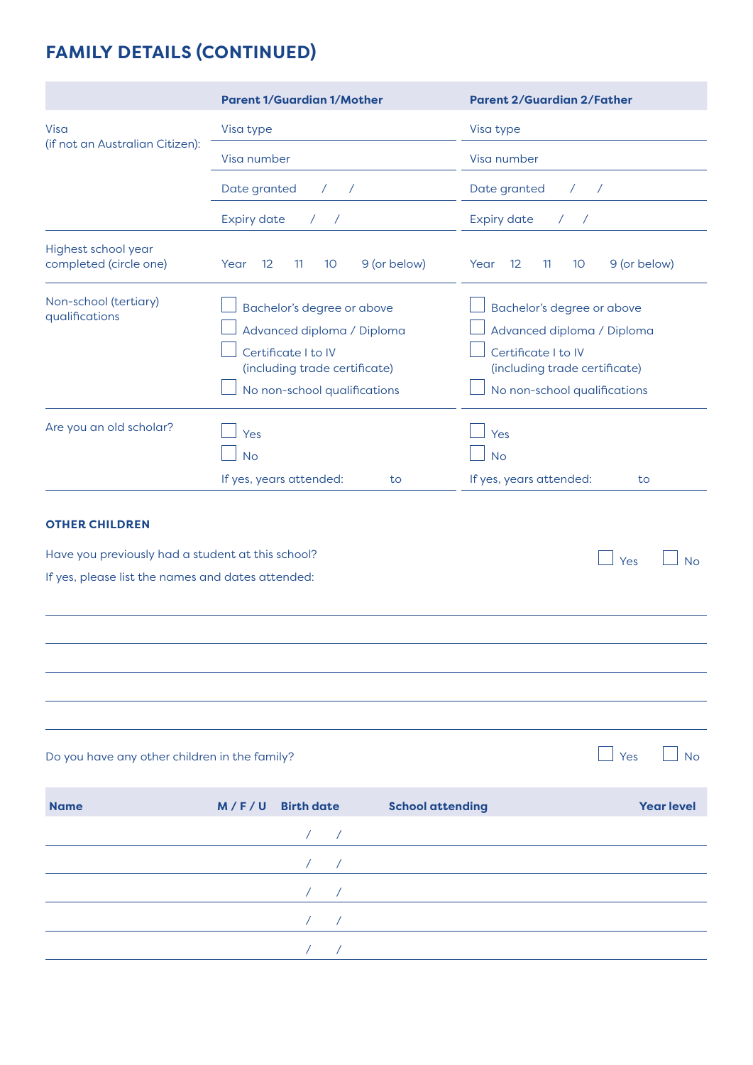## FAMILY DETAILS (CONTINUED)

| | Parent 1/Guardian 1/Mother | Parent 2/Guardian 2/Father |
|---|---|---|
| Visa (if not an Australian Citizen): | Visa type | Visa type |
| | Visa number | Visa number |
| | Date granted / / | Date granted / / |
| | Expiry date / / | Expiry date / / |
| Highest school year completed (circle one) | Year 12 11 10 9 (or below) | Year 12 11 10 9 (or below) |
| Non-school (tertiary) qualifications | ☐ Bachelor's degree or above<br>☐ Advanced diploma / Diploma<br>☐ Certificate I to IV (including trade certificate)<br>☐ No non-school qualifications | ☐ Bachelor's degree or above<br>☐ Advanced diploma / Diploma<br>☐ Certificate I to IV (including trade certificate)<br>☐ No non-school qualifications |
| Are you an old scholar? | ☐ Yes<br>☐ No<br>If yes, years attended: to | ☐ Yes<br>☐ No<br>If yes, years attended: to |

### OTHER CHILDREN

Have you previously had a student at this school? ☐ Yes ☐ No

If yes, please list the names and dates attended:

Do you have any other children in the family? ☐ Yes ☐ No

| Name | M / F / U | Birth date | School attending | Year level |
|---|---|---|---|---|
| | | / / | | |
| | | / / | | |
| | | / / | | |
| | | / / | | |
| | | / / | | |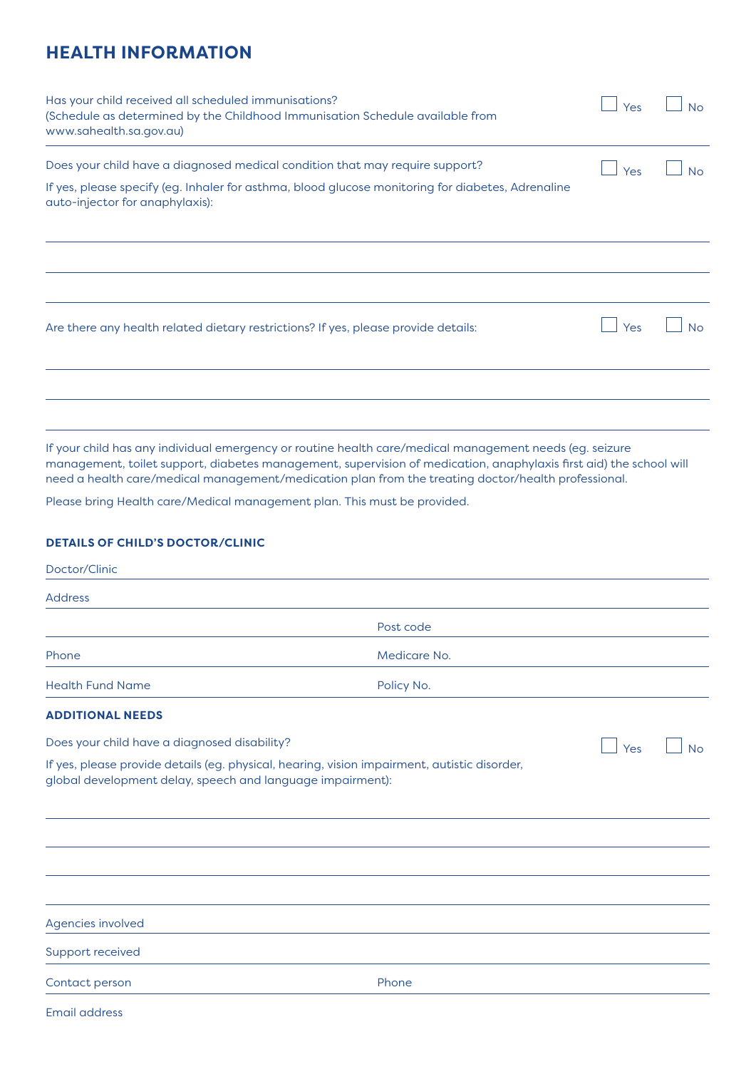# HEALTH INFORMATION

Has your child received all scheduled immunisations?
(Schedule as determined by the Childhood Immunisation Schedule available from www.sahealth.sa.gov.au)

☐ Yes ☐ No

Does your child have a diagnosed medical condition that may require support?

☐ Yes ☐ No

If yes, please specify (eg. Inhaler for asthma, blood glucose monitoring for diabetes, Adrenaline auto-injector for anaphylaxis):

______________________________________________

______________________________________________

______________________________________________

Are there any health related dietary restrictions? If yes, please provide details:

☐ Yes ☐ No

______________________________________________

______________________________________________

______________________________________________

If your child has any individual emergency or routine health care/medical management needs (eg. seizure management, toilet support, diabetes management, supervision of medication, anaphylaxis first aid) the school will need a health care/medical management/medication plan from the treating doctor/health professional.

Please bring Health care/Medical management plan. This must be provided.

### DETAILS OF CHILD'S DOCTOR/CLINIC

Doctor/Clinic ______________________________________________

Address ______________________________________________

______________________ Post code ______________________

Phone ______________________ Medicare No. ______________________

Health Fund Name ______________________ Policy No. ______________________

### ADDITIONAL NEEDS

Does your child have a diagnosed disability?

☐ Yes ☐ No

If yes, please provide details (eg. physical, hearing, vision impairment, autistic disorder, global development delay, speech and language impairment):

______________________________________________

______________________________________________

______________________________________________

______________________________________________

Agencies involved ______________________________________________

Support received ______________________________________________

Contact person ______________________ Phone ______________________

Email address ______________________________________________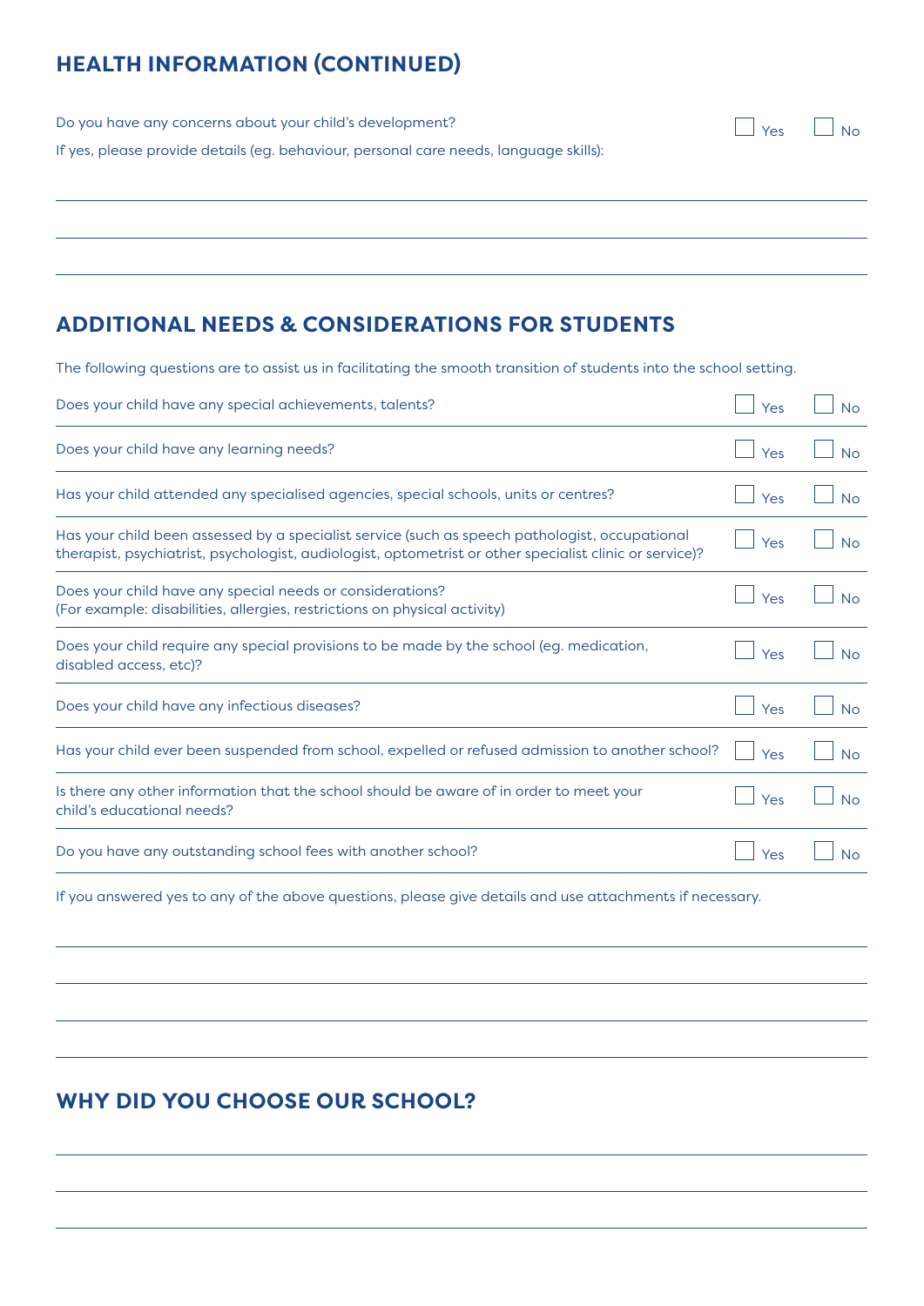## HEALTH INFORMATION (CONTINUED)

Do you have any concerns about your child's development? ☐ Yes ☐ No

If yes, please provide details (eg. behaviour, personal care needs, language skills):

______________________________________________________________________

______________________________________________________________________

______________________________________________________________________

## ADDITIONAL NEEDS & CONSIDERATIONS FOR STUDENTS

The following questions are to assist us in facilitating the smooth transition of students into the school setting.

| Question | Yes | No |
|---|---|---|
| Does your child have any special achievements, talents? | ☐ Yes | ☐ No |
| Does your child have any learning needs? | ☐ Yes | ☐ No |
| Has your child attended any specialised agencies, special schools, units or centres? | ☐ Yes | ☐ No |
| Has your child been assessed by a specialist service (such as speech pathologist, occupational therapist, psychiatrist, psychologist, audiologist, optometrist or other specialist clinic or service)? | ☐ Yes | ☐ No |
| Does your child have any special needs or considerations? (For example: disabilities, allergies, restrictions on physical activity) | ☐ Yes | ☐ No |
| Does your child require any special provisions to be made by the school (eg. medication, disabled access, etc)? | ☐ Yes | ☐ No |
| Does your child have any infectious diseases? | ☐ Yes | ☐ No |
| Has your child ever been suspended from school, expelled or refused admission to another school? | ☐ Yes | ☐ No |
| Is there any other information that the school should be aware of in order to meet your child's educational needs? | ☐ Yes | ☐ No |
| Do you have any outstanding school fees with another school? | ☐ Yes | ☐ No |

If you answered yes to any of the above questions, please give details and use attachments if necessary.

______________________________________________________________________

______________________________________________________________________

______________________________________________________________________

______________________________________________________________________

## WHY DID YOU CHOOSE OUR SCHOOL?

______________________________________________________________________

______________________________________________________________________

______________________________________________________________________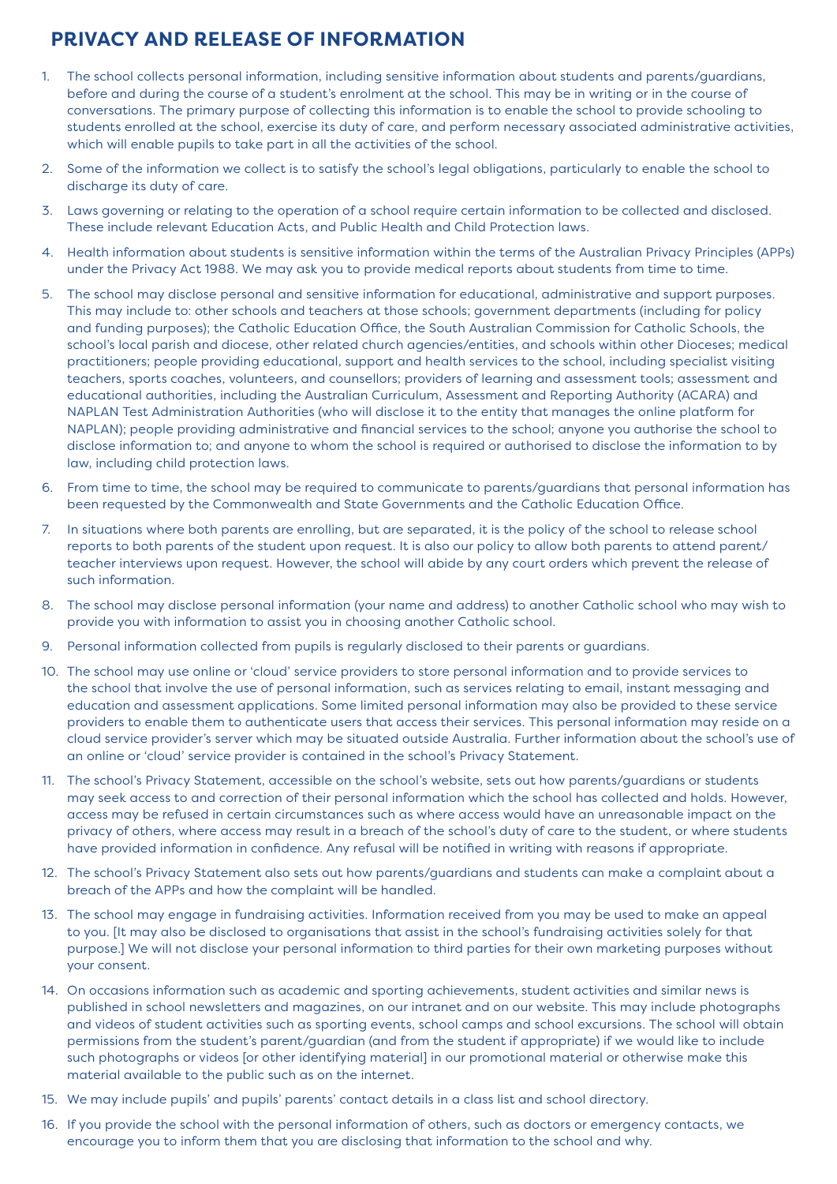## PRIVACY AND RELEASE OF INFORMATION

1. The school collects personal information, including sensitive information about students and parents/guardians, before and during the course of a student's enrolment at the school. This may be in writing or in the course of conversations. The primary purpose of collecting this information is to enable the school to provide schooling to students enrolled at the school, exercise its duty of care, and perform necessary associated administrative activities, which will enable pupils to take part in all the activities of the school.
2. Some of the information we collect is to satisfy the school's legal obligations, particularly to enable the school to discharge its duty of care.
3. Laws governing or relating to the operation of a school require certain information to be collected and disclosed. These include relevant Education Acts, and Public Health and Child Protection laws.
4. Health information about students is sensitive information within the terms of the Australian Privacy Principles (APPs) under the Privacy Act 1988. We may ask you to provide medical reports about students from time to time.
5. The school may disclose personal and sensitive information for educational, administrative and support purposes. This may include to: other schools and teachers at those schools; government departments (including for policy and funding purposes); the Catholic Education Office, the South Australian Commission for Catholic Schools, the school's local parish and diocese, other related church agencies/entities, and schools within other Dioceses; medical practitioners; people providing educational, support and health services to the school, including specialist visiting teachers, sports coaches, volunteers, and counsellors; providers of learning and assessment tools; assessment and educational authorities, including the Australian Curriculum, Assessment and Reporting Authority (ACARA) and NAPLAN Test Administration Authorities (who will disclose it to the entity that manages the online platform for NAPLAN); people providing administrative and financial services to the school; anyone you authorise the school to disclose information to; and anyone to whom the school is required or authorised to disclose the information to by law, including child protection laws.
6. From time to time, the school may be required to communicate to parents/guardians that personal information has been requested by the Commonwealth and State Governments and the Catholic Education Office.
7. In situations where both parents are enrolling, but are separated, it is the policy of the school to release school reports to both parents of the student upon request. It is also our policy to allow both parents to attend parent/teacher interviews upon request. However, the school will abide by any court orders which prevent the release of such information.
8. The school may disclose personal information (your name and address) to another Catholic school who may wish to provide you with information to assist you in choosing another Catholic school.
9. Personal information collected from pupils is regularly disclosed to their parents or guardians.
10. The school may use online or 'cloud' service providers to store personal information and to provide services to the school that involve the use of personal information, such as services relating to email, instant messaging and education and assessment applications. Some limited personal information may also be provided to these service providers to enable them to authenticate users that access their services. This personal information may reside on a cloud service provider's server which may be situated outside Australia. Further information about the school's use of an online or 'cloud' service provider is contained in the school's Privacy Statement.
11. The school's Privacy Statement, accessible on the school's website, sets out how parents/guardians or students may seek access to and correction of their personal information which the school has collected and holds. However, access may be refused in certain circumstances such as where access would have an unreasonable impact on the privacy of others, where access may result in a breach of the school's duty of care to the student, or where students have provided information in confidence. Any refusal will be notified in writing with reasons if appropriate.
12. The school's Privacy Statement also sets out how parents/guardians and students can make a complaint about a breach of the APPs and how the complaint will be handled.
13. The school may engage in fundraising activities. Information received from you may be used to make an appeal to you. [It may also be disclosed to organisations that assist in the school's fundraising activities solely for that purpose.] We will not disclose your personal information to third parties for their own marketing purposes without your consent.
14. On occasions information such as academic and sporting achievements, student activities and similar news is published in school newsletters and magazines, on our intranet and on our website. This may include photographs and videos of student activities such as sporting events, school camps and school excursions. The school will obtain permissions from the student's parent/guardian (and from the student if appropriate) if we would like to include such photographs or videos [or other identifying material] in our promotional material or otherwise make this material available to the public such as on the internet.
15. We may include pupils' and pupils' parents' contact details in a class list and school directory.
16. If you provide the school with the personal information of others, such as doctors or emergency contacts, we encourage you to inform them that you are disclosing that information to the school and why.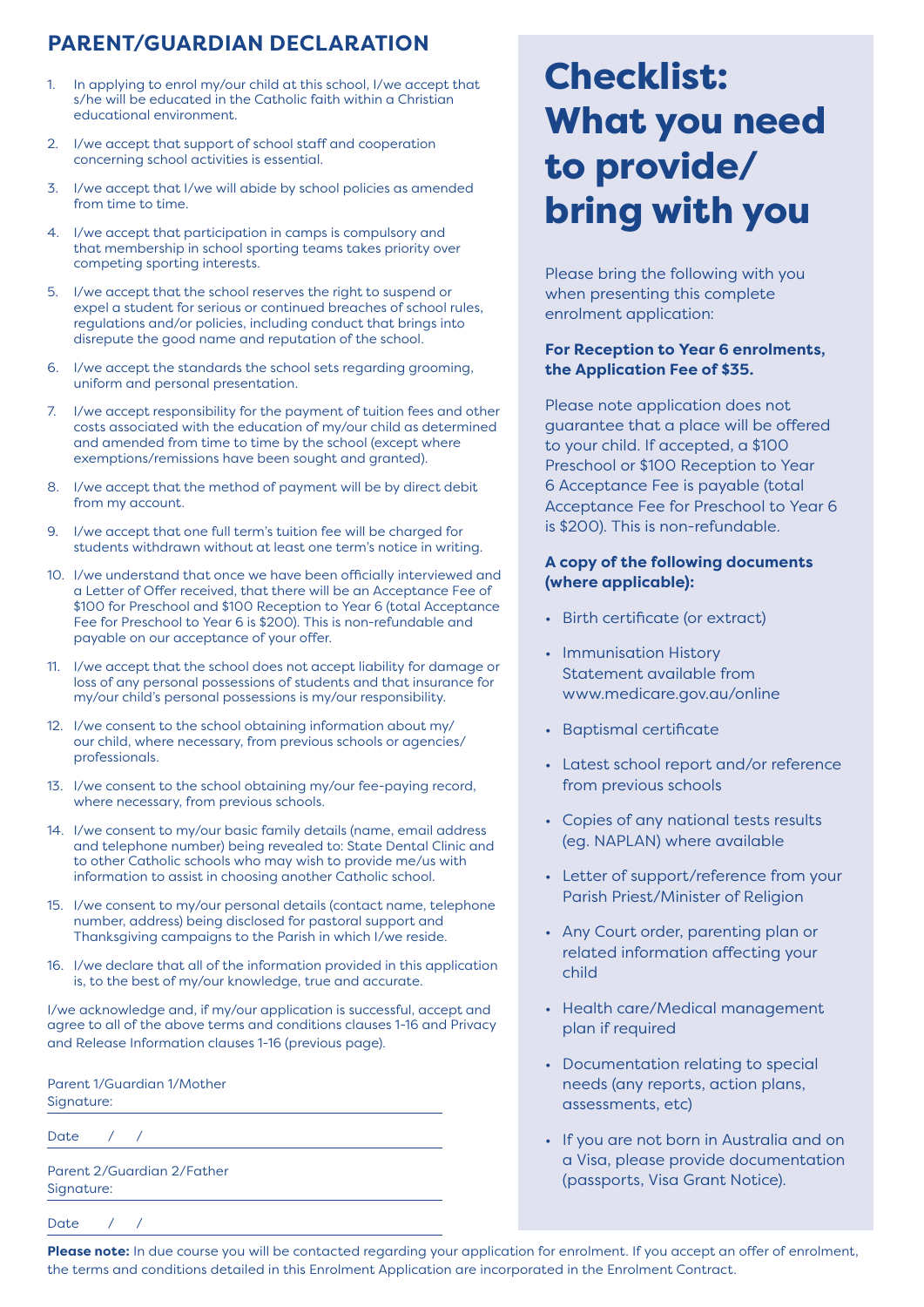## PARENT/GUARDIAN DECLARATION

1. In applying to enrol my/our child at this school, I/we accept that s/he will be educated in the Catholic faith within a Christian educational environment.
2. I/we accept that support of school staff and cooperation concerning school activities is essential.
3. I/we accept that I/we will abide by school policies as amended from time to time.
4. I/we accept that participation in camps is compulsory and that membership in school sporting teams takes priority over competing sporting interests.
5. I/we accept that the school reserves the right to suspend or expel a student for serious or continued breaches of school rules, regulations and/or policies, including conduct that brings into disrepute the good name and reputation of the school.
6. I/we accept the standards the school sets regarding grooming, uniform and personal presentation.
7. I/we accept responsibility for the payment of tuition fees and other costs associated with the education of my/our child as determined and amended from time to time by the school (except where exemptions/remissions have been sought and granted).
8. I/we accept that the method of payment will be by direct debit from my account.
9. I/we accept that one full term's tuition fee will be charged for students withdrawn without at least one term's notice in writing.
10. I/we understand that once we have been officially interviewed and a Letter of Offer received, that there will be an Acceptance Fee of $100 for Preschool and $100 Reception to Year 6 (total Acceptance Fee for Preschool to Year 6 is $200). This is non-refundable and payable on our acceptance of your offer.
11. I/we accept that the school does not accept liability for damage or loss of any personal possessions of students and that insurance for my/our child's personal possessions is my/our responsibility.
12. I/we consent to the school obtaining information about my/our child, where necessary, from previous schools or agencies/professionals.
13. I/we consent to the school obtaining my/our fee-paying record, where necessary, from previous schools.
14. I/we consent to my/our basic family details (name, email address and telephone number) being revealed to: State Dental Clinic and to other Catholic schools who may wish to provide me/us with information to assist in choosing another Catholic school.
15. I/we consent to my/our personal details (contact name, telephone number, address) being disclosed for pastoral support and Thanksgiving campaigns to the Parish in which I/we reside.
16. I/we declare that all of the information provided in this application is, to the best of my/our knowledge, true and accurate.

I/we acknowledge and, if my/our application is successful, accept and agree to all of the above terms and conditions clauses 1-16 and Privacy and Release Information clauses 1-16 (previous page).

Parent 1/Guardian 1/Mother Signature: ______________________

Date &nbsp;&nbsp; / &nbsp;&nbsp; /

Parent 2/Guardian 2/Father Signature: ______________________

Date &nbsp;&nbsp; / &nbsp;&nbsp; /

# Checklist: What you need to provide/ bring with you

Please bring the following with you when presenting this complete enrolment application:

**For Reception to Year 6 enrolments, the Application Fee of $35.**

Please note application does not guarantee that a place will be offered to your child. If accepted, a $100 Preschool or $100 Reception to Year 6 Acceptance Fee is payable (total Acceptance Fee for Preschool to Year 6 is $200). This is non-refundable.

**A copy of the following documents (where applicable):**

- Birth certificate (or extract)
- Immunisation History Statement available from www.medicare.gov.au/online
- Baptismal certificate
- Latest school report and/or reference from previous schools
- Copies of any national tests results (eg. NAPLAN) where available
- Letter of support/reference from your Parish Priest/Minister of Religion
- Any Court order, parenting plan or related information affecting your child
- Health care/Medical management plan if required
- Documentation relating to special needs (any reports, action plans, assessments, etc)
- If you are not born in Australia and on a Visa, please provide documentation (passports, Visa Grant Notice).

**Please note:** In due course you will be contacted regarding your application for enrolment. If you accept an offer of enrolment, the terms and conditions detailed in this Enrolment Application are incorporated in the Enrolment Contract.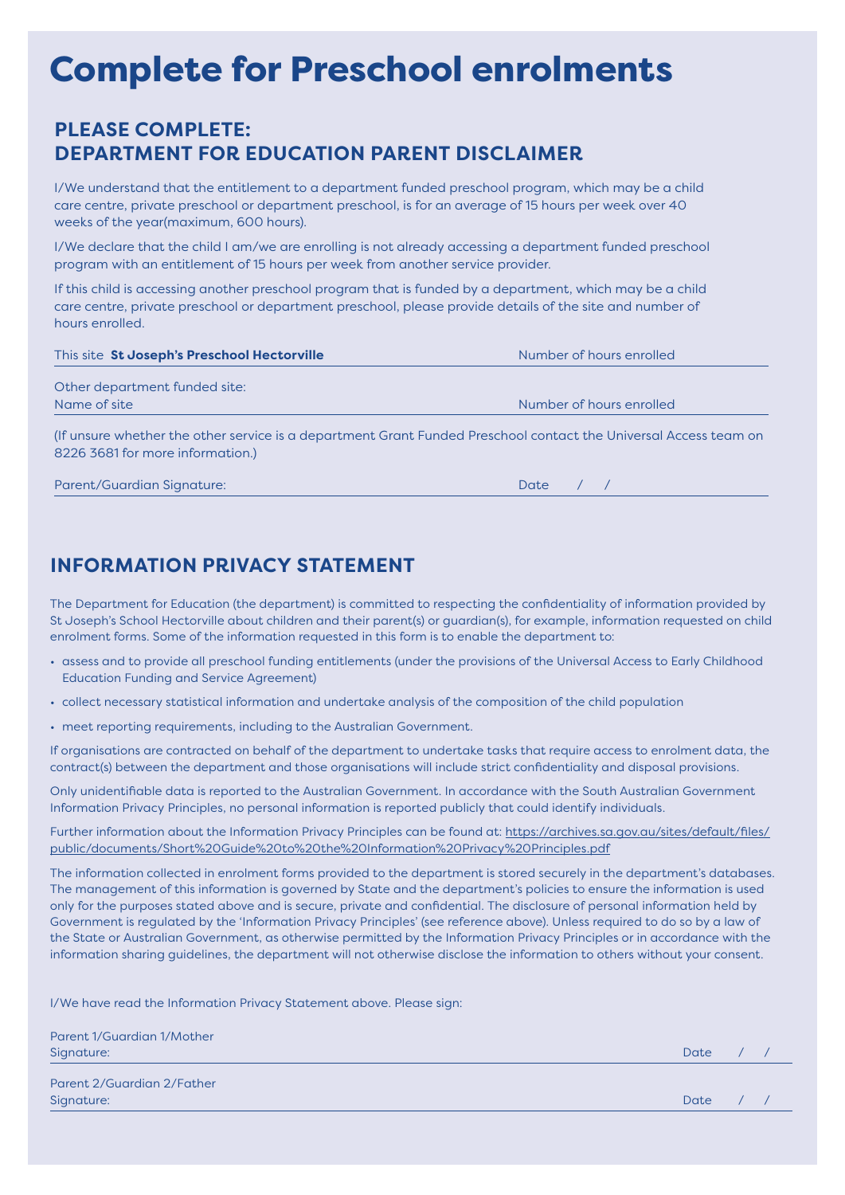# Complete for Preschool enrolments

## PLEASE COMPLETE:
## DEPARTMENT FOR EDUCATION PARENT DISCLAIMER

I/We understand that the entitlement to a department funded preschool program, which may be a child care centre, private preschool or department preschool, is for an average of 15 hours per week over 40 weeks of the year(maximum, 600 hours).

I/We declare that the child I am/we are enrolling is not already accessing a department funded preschool program with an entitlement of 15 hours per week from another service provider.

If this child is accessing another preschool program that is funded by a department, which may be a child care centre, private preschool or department preschool, please provide details of the site and number of hours enrolled.

This site **St Joseph's Preschool Hectorville** Number of hours enrolled

Other department funded site:
Name of site Number of hours enrolled

(If unsure whether the other service is a department Grant Funded Preschool contact the Universal Access team on 8226 3681 for more information.)

Parent/Guardian Signature: Date / /

## INFORMATION PRIVACY STATEMENT

The Department for Education (the department) is committed to respecting the confidentiality of information provided by St Joseph's School Hectorville about children and their parent(s) or guardian(s), for example, information requested on child enrolment forms. Some of the information requested in this form is to enable the department to:

- assess and to provide all preschool funding entitlements (under the provisions of the Universal Access to Early Childhood Education Funding and Service Agreement)
- collect necessary statistical information and undertake analysis of the composition of the child population
- meet reporting requirements, including to the Australian Government.

If organisations are contracted on behalf of the department to undertake tasks that require access to enrolment data, the contract(s) between the department and those organisations will include strict confidentiality and disposal provisions.

Only unidentifiable data is reported to the Australian Government. In accordance with the South Australian Government Information Privacy Principles, no personal information is reported publicly that could identify individuals.

Further information about the Information Privacy Principles can be found at: https://archives.sa.gov.au/sites/default/files/public/documents/Short%20Guide%20to%20the%20Information%20Privacy%20Principles.pdf

The information collected in enrolment forms provided to the department is stored securely in the department's databases. The management of this information is governed by State and the department's policies to ensure the information is used only for the purposes stated above and is secure, private and confidential. The disclosure of personal information held by Government is regulated by the 'Information Privacy Principles' (see reference above). Unless required to do so by a law of the State or Australian Government, as otherwise permitted by the Information Privacy Principles or in accordance with the information sharing guidelines, the department will not otherwise disclose the information to others without your consent.

I/We have read the Information Privacy Statement above. Please sign:

Parent 1/Guardian 1/Mother
Signature: Date / /

Parent 2/Guardian 2/Father
Signature: Date / /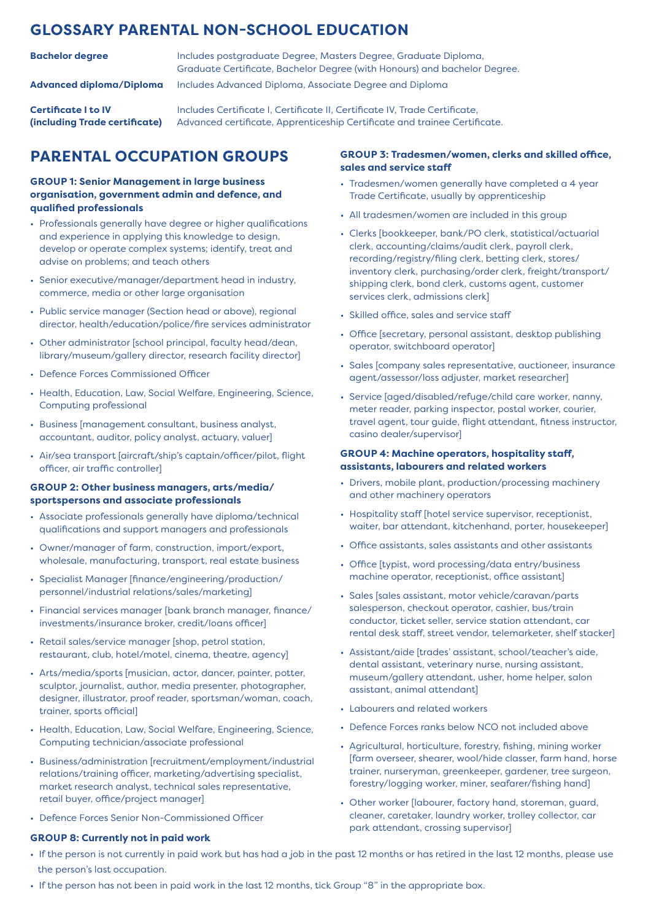## GLOSSARY PARENTAL NON-SCHOOL EDUCATION

| | |
|---|---|
| **Bachelor degree** | Includes postgraduate Degree, Masters Degree, Graduate Diploma, Graduate Certificate, Bachelor Degree (with Honours) and bachelor Degree. |
| **Advanced diploma/Diploma** | Includes Advanced Diploma, Associate Degree and Diploma |
| **Certificate I to IV (including Trade certificate)** | Includes Certificate I, Certificate II, Certificate IV, Trade Certificate, Advanced certificate, Apprenticeship Certificate and trainee Certificate. |

## PARENTAL OCCUPATION GROUPS

### GROUP 1: Senior Management in large business organisation, government admin and defence, and qualified professionals

- Professionals generally have degree or higher qualifications and experience in applying this knowledge to design, develop or operate complex systems; identify, treat and advise on problems; and teach others
- Senior executive/manager/department head in industry, commerce, media or other large organisation
- Public service manager (Section head or above), regional director, health/education/police/fire services administrator
- Other administrator [school principal, faculty head/dean, library/museum/gallery director, research facility director]
- Defence Forces Commissioned Officer
- Health, Education, Law, Social Welfare, Engineering, Science, Computing professional
- Business [management consultant, business analyst, accountant, auditor, policy analyst, actuary, valuer]
- Air/sea transport [aircraft/ship's captain/officer/pilot, flight officer, air traffic controller]

### GROUP 2: Other business managers, arts/media/sportspersons and associate professionals

- Associate professionals generally have diploma/technical qualifications and support managers and professionals
- Owner/manager of farm, construction, import/export, wholesale, manufacturing, transport, real estate business
- Specialist Manager [finance/engineering/production/personnel/industrial relations/sales/marketing]
- Financial services manager [bank branch manager, finance/investments/insurance broker, credit/loans officer]
- Retail sales/service manager [shop, petrol station, restaurant, club, hotel/motel, cinema, theatre, agency]
- Arts/media/sports [musician, actor, dancer, painter, potter, sculptor, journalist, author, media presenter, photographer, designer, illustrator, proof reader, sportsman/woman, coach, trainer, sports official]
- Health, Education, Law, Social Welfare, Engineering, Science, Computing technician/associate professional
- Business/administration [recruitment/employment/industrial relations/training officer, marketing/advertising specialist, market research analyst, technical sales representative, retail buyer, office/project manager]
- Defence Forces Senior Non-Commissioned Officer

### GROUP 3: Tradesmen/women, clerks and skilled office, sales and service staff

- Tradesmen/women generally have completed a 4 year Trade Certificate, usually by apprenticeship
- All tradesmen/women are included in this group
- Clerks [bookkeeper, bank/PO clerk, statistical/actuarial clerk, accounting/claims/audit clerk, payroll clerk, recording/registry/filing clerk, betting clerk, stores/inventory clerk, purchasing/order clerk, freight/transport/shipping clerk, bond clerk, customs agent, customer services clerk, admissions clerk]
- Skilled office, sales and service staff
- Office [secretary, personal assistant, desktop publishing operator, switchboard operator]
- Sales [company sales representative, auctioneer, insurance agent/assessor/loss adjuster, market researcher]
- Service [aged/disabled/refuge/child care worker, nanny, meter reader, parking inspector, postal worker, courier, travel agent, tour guide, flight attendant, fitness instructor, casino dealer/supervisor]

### GROUP 4: Machine operators, hospitality staff, assistants, labourers and related workers

- Drivers, mobile plant, production/processing machinery and other machinery operators
- Hospitality staff [hotel service supervisor, receptionist, waiter, bar attendant, kitchenhand, porter, housekeeper]
- Office assistants, sales assistants and other assistants
- Office [typist, word processing/data entry/business machine operator, receptionist, office assistant]
- Sales [sales assistant, motor vehicle/caravan/parts salesperson, checkout operator, cashier, bus/train conductor, ticket seller, service station attendant, car rental desk staff, street vendor, telemarketer, shelf stacker]
- Assistant/aide [trades' assistant, school/teacher's aide, dental assistant, veterinary nurse, nursing assistant, museum/gallery attendant, usher, home helper, salon assistant, animal attendant]
- Labourers and related workers
- Defence Forces ranks below NCO not included above
- Agricultural, horticulture, forestry, fishing, mining worker [farm overseer, shearer, wool/hide classer, farm hand, horse trainer, nurseryman, greenkeeper, gardener, tree surgeon, forestry/logging worker, miner, seafarer/fishing hand]
- Other worker [labourer, factory hand, storeman, guard, cleaner, caretaker, laundry worker, trolley collector, car park attendant, crossing supervisor]

### GROUP 8: Currently not in paid work

- If the person is not currently in paid work but has had a job in the past 12 months or has retired in the last 12 months, please use the person's last occupation.
- If the person has not been in paid work in the last 12 months, tick Group "8" in the appropriate box.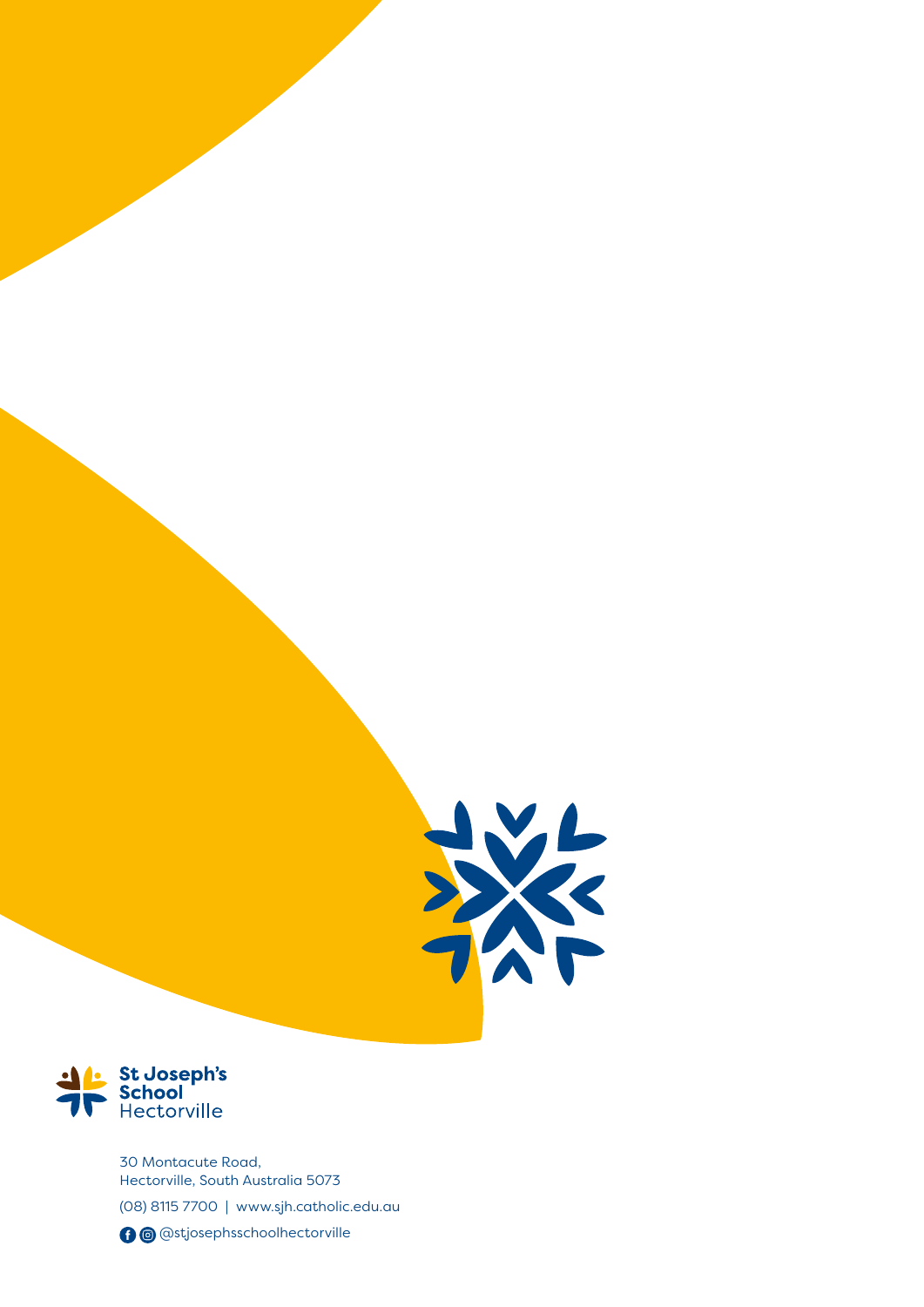St Joseph's School
Hectorville

30 Montacute Road,
Hectorville, South Australia 5073

(08) 8115 7700 | www.sjh.catholic.edu.au

@stjosephsschoolhectorville